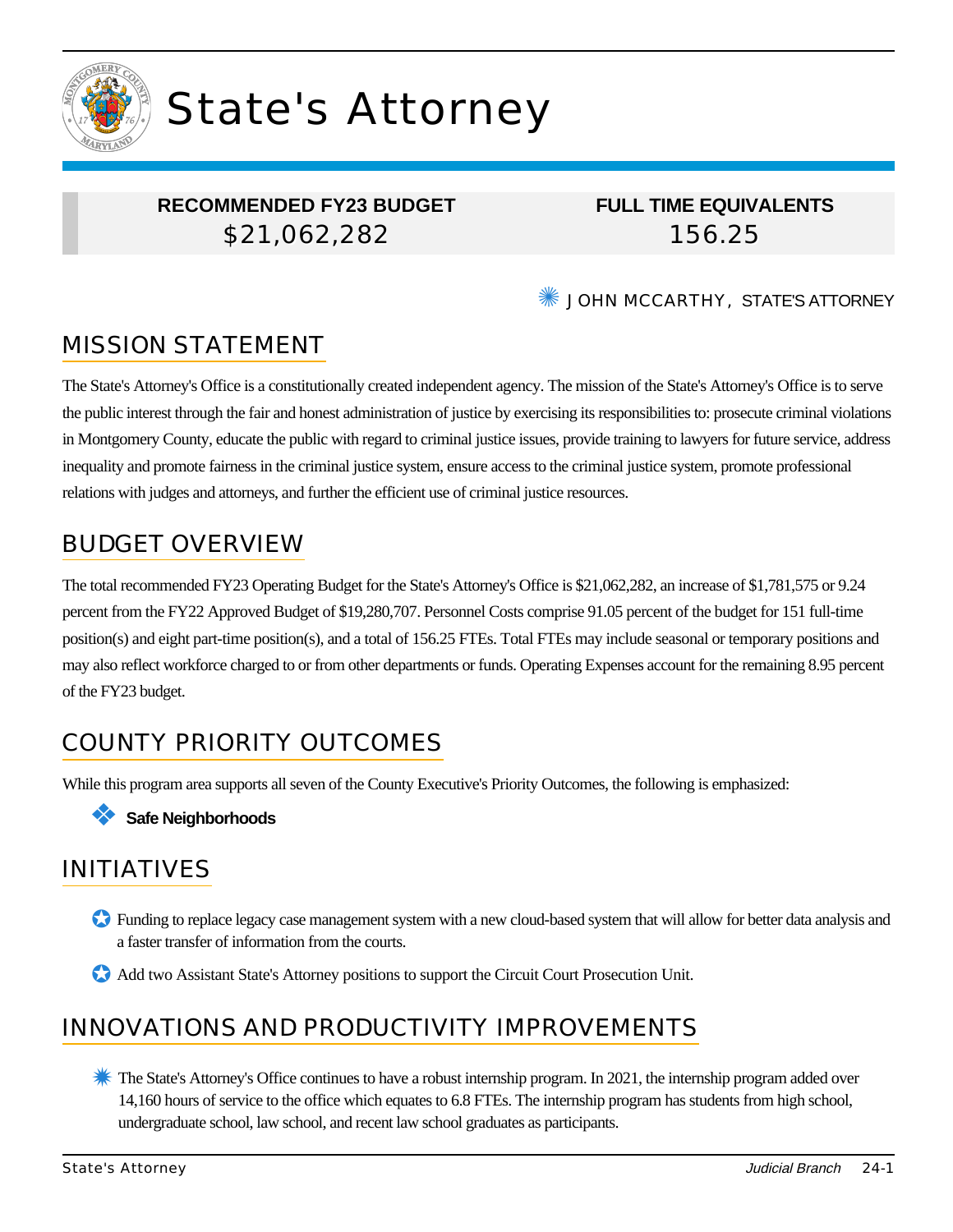# State's Attorney

| RECOMMENDED FY23 BUDGET | FULL TIME EQUIVALENTS |
| --- | --- |
| $21,062,282 | 156.25 |

JOHN MCCARTHY, STATE'S ATTORNEY

## MISSION STATEMENT

The State's Attorney's Office is a constitutionally created independent agency. The mission of the State's Attorney's Office is to serve the public interest through the fair and honest administration of justice by exercising its responsibilities to: prosecute criminal violations in Montgomery County, educate the public with regard to criminal justice issues, provide training to lawyers for future service, address inequality and promote fairness in the criminal justice system, ensure access to the criminal justice system, promote professional relations with judges and attorneys, and further the efficient use of criminal justice resources.

## BUDGET OVERVIEW

The total recommended FY23 Operating Budget for the State's Attorney's Office is $21,062,282, an increase of $1,781,575 or 9.24 percent from the FY22 Approved Budget of $19,280,707. Personnel Costs comprise 91.05 percent of the budget for 151 full-time position(s) and eight part-time position(s), and a total of 156.25 FTEs. Total FTEs may include seasonal or temporary positions and may also reflect workforce charged to or from other departments or funds. Operating Expenses account for the remaining 8.95 percent of the FY23 budget.

## COUNTY PRIORITY OUTCOMES

While this program area supports all seven of the County Executive's Priority Outcomes, the following is emphasized:

- **Safe Neighborhoods**

## INITIATIVES

- Funding to replace legacy case management system with a new cloud-based system that will allow for better data analysis and a faster transfer of information from the courts.
- Add two Assistant State's Attorney positions to support the Circuit Court Prosecution Unit.

## INNOVATIONS AND PRODUCTIVITY IMPROVEMENTS

- The State's Attorney's Office continues to have a robust internship program. In 2021, the internship program added over 14,160 hours of service to the office which equates to 6.8 FTEs. The internship program has students from high school, undergraduate school, law school, and recent law school graduates as participants.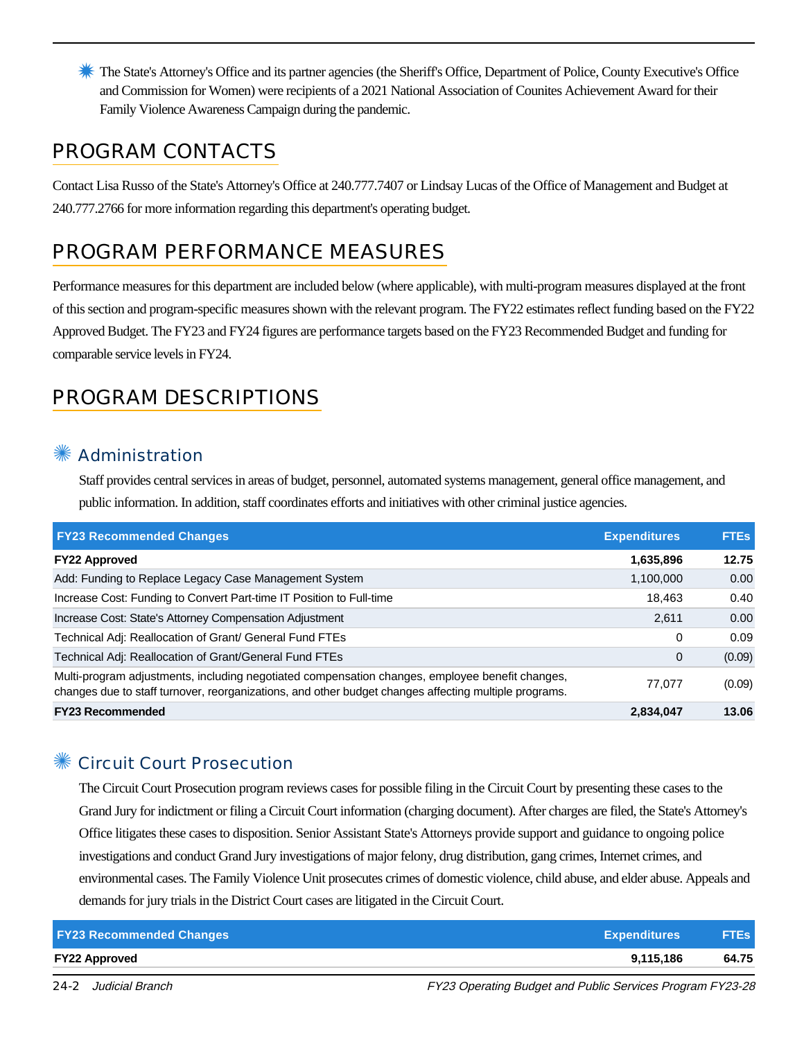✷ The State's Attorney's Office and its partner agencies (the Sheriff's Office, Department of Police, County Executive's Office and Commission for Women) were recipients of a 2021 National Association of Counites Achievement Award for their Family Violence Awareness Campaign during the pandemic.

## PROGRAM CONTACTS

Contact Lisa Russo of the State's Attorney's Office at 240.777.7407 or Lindsay Lucas of the Office of Management and Budget at 240.777.2766 for more information regarding this department's operating budget.

## PROGRAM PERFORMANCE MEASURES

Performance measures for this department are included below (where applicable), with multi-program measures displayed at the front of this section and program-specific measures shown with the relevant program. The FY22 estimates reflect funding based on the FY22 Approved Budget. The FY23 and FY24 figures are performance targets based on the FY23 Recommended Budget and funding for comparable service levels in FY24.

## PROGRAM DESCRIPTIONS

### ✷ Administration

Staff provides central services in areas of budget, personnel, automated systems management, general office management, and public information. In addition, staff coordinates efforts and initiatives with other criminal justice agencies.

| FY23 Recommended Changes | Expenditures | FTEs |
|---|---|---|
| **FY22 Approved** | **1,635,896** | **12.75** |
| Add: Funding to Replace Legacy Case Management System | 1,100,000 | 0.00 |
| Increase Cost: Funding to Convert Part-time IT Position to Full-time | 18,463 | 0.40 |
| Increase Cost: State's Attorney Compensation Adjustment | 2,611 | 0.00 |
| Technical Adj: Reallocation of Grant/ General Fund FTEs | 0 | 0.09 |
| Technical Adj: Reallocation of Grant/General Fund FTEs | 0 | (0.09) |
| Multi-program adjustments, including negotiated compensation changes, employee benefit changes, changes due to staff turnover, reorganizations, and other budget changes affecting multiple programs. | 77,077 | (0.09) |
| **FY23 Recommended** | **2,834,047** | **13.06** |

### ✷ Circuit Court Prosecution

The Circuit Court Prosecution program reviews cases for possible filing in the Circuit Court by presenting these cases to the Grand Jury for indictment or filing a Circuit Court information (charging document). After charges are filed, the State's Attorney's Office litigates these cases to disposition. Senior Assistant State's Attorneys provide support and guidance to ongoing police investigations and conduct Grand Jury investigations of major felony, drug distribution, gang crimes, Internet crimes, and environmental cases. The Family Violence Unit prosecutes crimes of domestic violence, child abuse, and elder abuse. Appeals and demands for jury trials in the District Court cases are litigated in the Circuit Court.

| FY23 Recommended Changes | Expenditures | FTEs |
|---|---|---|
| **FY22 Approved** | **9,115,186** | **64.75** |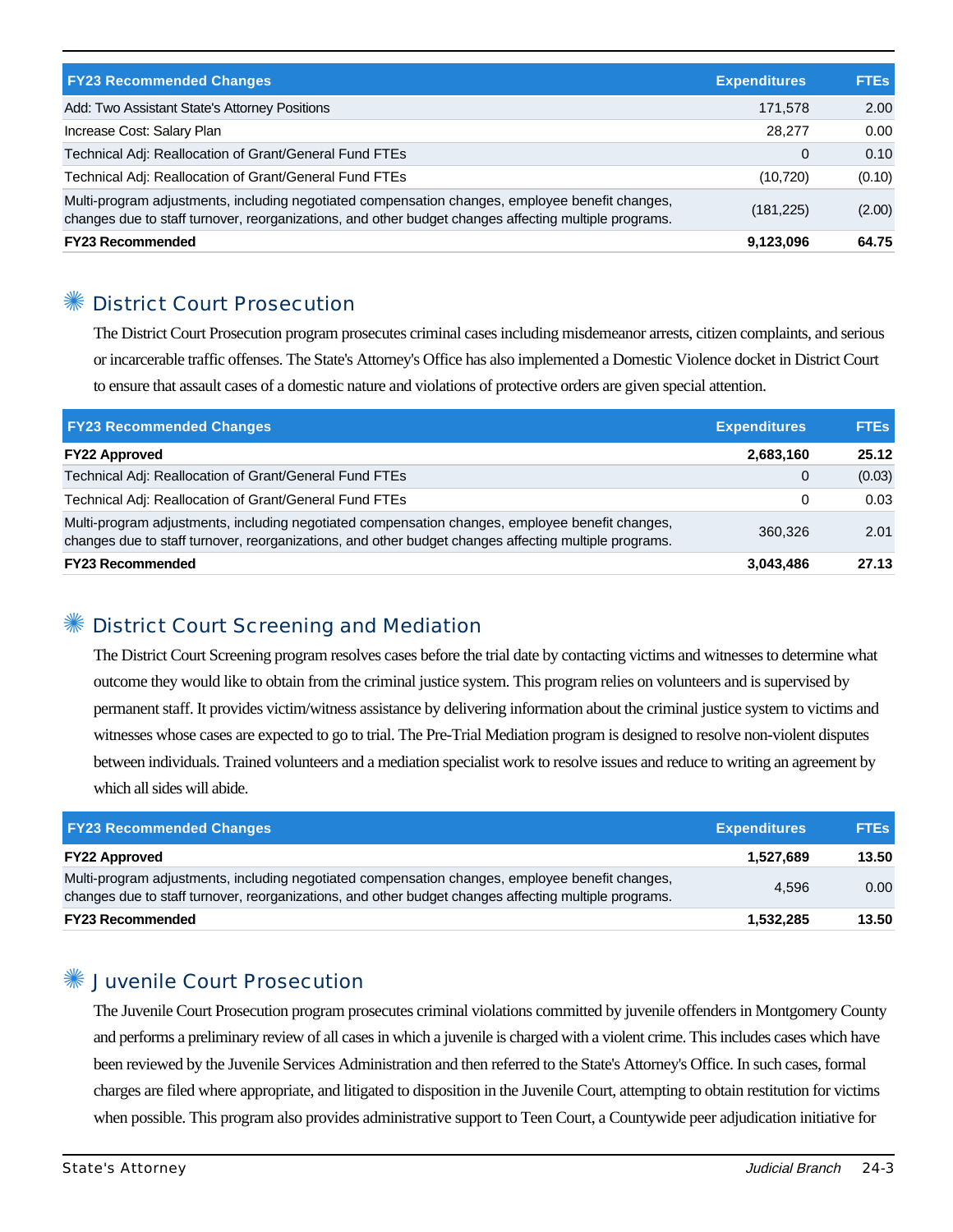| FY23 Recommended Changes | Expenditures | FTEs |
|---|---|---|
| Add: Two Assistant State's Attorney Positions | 171,578 | 2.00 |
| Increase Cost: Salary Plan | 28,277 | 0.00 |
| Technical Adj: Reallocation of Grant/General Fund FTEs | 0 | 0.10 |
| Technical Adj: Reallocation of Grant/General Fund FTEs | (10,720) | (0.10) |
| Multi-program adjustments, including negotiated compensation changes, employee benefit changes, changes due to staff turnover, reorganizations, and other budget changes affecting multiple programs. | (181,225) | (2.00) |
| **FY23 Recommended** | **9,123,096** | **64.75** |

## District Court Prosecution

The District Court Prosecution program prosecutes criminal cases including misdemeanor arrests, citizen complaints, and serious or incarcerable traffic offenses. The State's Attorney's Office has also implemented a Domestic Violence docket in District Court to ensure that assault cases of a domestic nature and violations of protective orders are given special attention.

| FY23 Recommended Changes | Expenditures | FTEs |
|---|---|---|
| **FY22 Approved** | **2,683,160** | **25.12** |
| Technical Adj: Reallocation of Grant/General Fund FTEs | 0 | (0.03) |
| Technical Adj: Reallocation of Grant/General Fund FTEs | 0 | 0.03 |
| Multi-program adjustments, including negotiated compensation changes, employee benefit changes, changes due to staff turnover, reorganizations, and other budget changes affecting multiple programs. | 360,326 | 2.01 |
| **FY23 Recommended** | **3,043,486** | **27.13** |

## District Court Screening and Mediation

The District Court Screening program resolves cases before the trial date by contacting victims and witnesses to determine what outcome they would like to obtain from the criminal justice system. This program relies on volunteers and is supervised by permanent staff. It provides victim/witness assistance by delivering information about the criminal justice system to victims and witnesses whose cases are expected to go to trial. The Pre-Trial Mediation program is designed to resolve non-violent disputes between individuals. Trained volunteers and a mediation specialist work to resolve issues and reduce to writing an agreement by which all sides will abide.

| FY23 Recommended Changes | Expenditures | FTEs |
|---|---|---|
| **FY22 Approved** | **1,527,689** | **13.50** |
| Multi-program adjustments, including negotiated compensation changes, employee benefit changes, changes due to staff turnover, reorganizations, and other budget changes affecting multiple programs. | 4,596 | 0.00 |
| **FY23 Recommended** | **1,532,285** | **13.50** |

## Juvenile Court Prosecution

The Juvenile Court Prosecution program prosecutes criminal violations committed by juvenile offenders in Montgomery County and performs a preliminary review of all cases in which a juvenile is charged with a violent crime. This includes cases which have been reviewed by the Juvenile Services Administration and then referred to the State's Attorney's Office. In such cases, formal charges are filed where appropriate, and litigated to disposition in the Juvenile Court, attempting to obtain restitution for victims when possible. This program also provides administrative support to Teen Court, a Countywide peer adjudication initiative for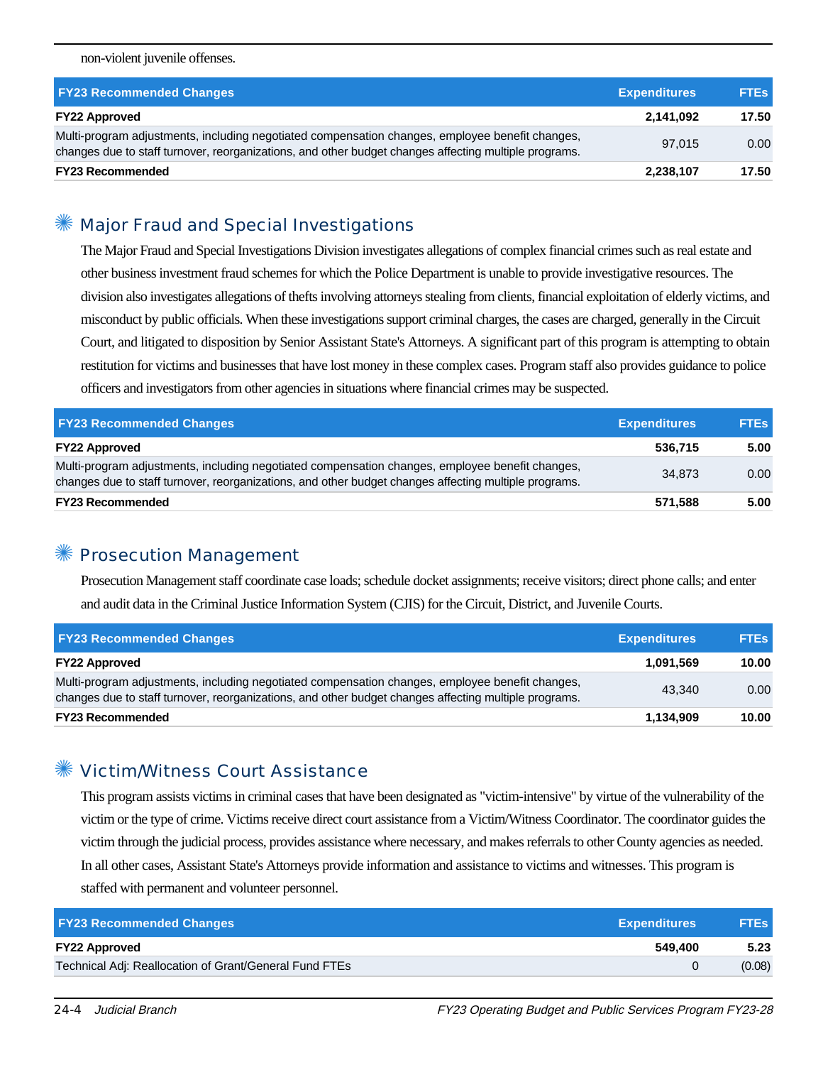non-violent juvenile offenses.

| FY23 Recommended Changes | Expenditures | FTEs |
|---|---|---|
| **FY22 Approved** | **2,141,092** | **17.50** |
| Multi-program adjustments, including negotiated compensation changes, employee benefit changes, changes due to staff turnover, reorganizations, and other budget changes affecting multiple programs. | 97,015 | 0.00 |
| **FY23 Recommended** | **2,238,107** | **17.50** |

## Major Fraud and Special Investigations

The Major Fraud and Special Investigations Division investigates allegations of complex financial crimes such as real estate and other business investment fraud schemes for which the Police Department is unable to provide investigative resources. The division also investigates allegations of thefts involving attorneys stealing from clients, financial exploitation of elderly victims, and misconduct by public officials. When these investigations support criminal charges, the cases are charged, generally in the Circuit Court, and litigated to disposition by Senior Assistant State's Attorneys. A significant part of this program is attempting to obtain restitution for victims and businesses that have lost money in these complex cases. Program staff also provides guidance to police officers and investigators from other agencies in situations where financial crimes may be suspected.

| FY23 Recommended Changes | Expenditures | FTEs |
|---|---|---|
| **FY22 Approved** | **536,715** | **5.00** |
| Multi-program adjustments, including negotiated compensation changes, employee benefit changes, changes due to staff turnover, reorganizations, and other budget changes affecting multiple programs. | 34,873 | 0.00 |
| **FY23 Recommended** | **571,588** | **5.00** |

## Prosecution Management

Prosecution Management staff coordinate case loads; schedule docket assignments; receive visitors; direct phone calls; and enter and audit data in the Criminal Justice Information System (CJIS) for the Circuit, District, and Juvenile Courts.

| FY23 Recommended Changes | Expenditures | FTEs |
|---|---|---|
| **FY22 Approved** | **1,091,569** | **10.00** |
| Multi-program adjustments, including negotiated compensation changes, employee benefit changes, changes due to staff turnover, reorganizations, and other budget changes affecting multiple programs. | 43,340 | 0.00 |
| **FY23 Recommended** | **1,134,909** | **10.00** |

## Victim/Witness Court Assistance

This program assists victims in criminal cases that have been designated as "victim-intensive" by virtue of the vulnerability of the victim or the type of crime. Victims receive direct court assistance from a Victim/Witness Coordinator. The coordinator guides the victim through the judicial process, provides assistance where necessary, and makes referrals to other County agencies as needed. In all other cases, Assistant State's Attorneys provide information and assistance to victims and witnesses. This program is staffed with permanent and volunteer personnel.

| FY23 Recommended Changes | Expenditures | FTEs |
|---|---|---|
| **FY22 Approved** | **549,400** | **5.23** |
| Technical Adj: Reallocation of Grant/General Fund FTEs | 0 | (0.08) |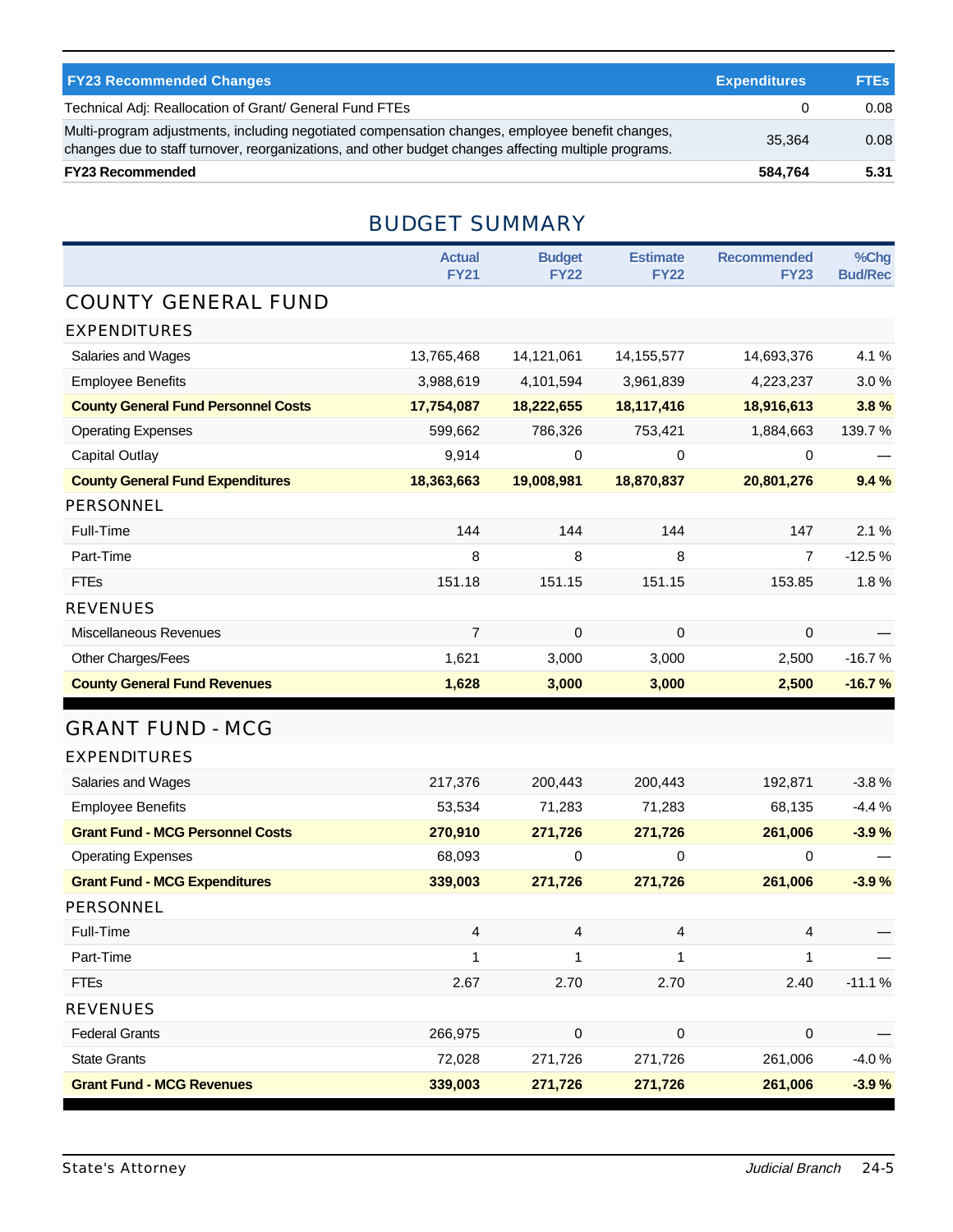| FY23 Recommended Changes | Expenditures | FTEs |
| --- | --- | --- |
| Technical Adj: Reallocation of Grant/ General Fund FTEs | 0 | 0.08 |
| Multi-program adjustments, including negotiated compensation changes, employee benefit changes, changes due to staff turnover, reorganizations, and other budget changes affecting multiple programs. | 35,364 | 0.08 |
| **FY23 Recommended** | **584,764** | **5.31** |

## BUDGET SUMMARY

| | Actual FY21 | Budget FY22 | Estimate FY22 | Recommended FY23 | %Chg Bud/Rec |
| --- | --- | --- | --- | --- | --- |
| **COUNTY GENERAL FUND** | | | | | |
| **EXPENDITURES** | | | | | |
| Salaries and Wages | 13,765,468 | 14,121,061 | 14,155,577 | 14,693,376 | 4.1 % |
| Employee Benefits | 3,988,619 | 4,101,594 | 3,961,839 | 4,223,237 | 3.0 % |
| **County General Fund Personnel Costs** | **17,754,087** | **18,222,655** | **18,117,416** | **18,916,613** | **3.8 %** |
| Operating Expenses | 599,662 | 786,326 | 753,421 | 1,884,663 | 139.7 % |
| Capital Outlay | 9,914 | 0 | 0 | 0 | — |
| **County General Fund Expenditures** | **18,363,663** | **19,008,981** | **18,870,837** | **20,801,276** | **9.4 %** |
| **PERSONNEL** | | | | | |
| Full-Time | 144 | 144 | 144 | 147 | 2.1 % |
| Part-Time | 8 | 8 | 8 | 7 | -12.5 % |
| FTEs | 151.18 | 151.15 | 151.15 | 153.85 | 1.8 % |
| **REVENUES** | | | | | |
| Miscellaneous Revenues | 7 | 0 | 0 | 0 | — |
| Other Charges/Fees | 1,621 | 3,000 | 3,000 | 2,500 | -16.7 % |
| **County General Fund Revenues** | **1,628** | **3,000** | **3,000** | **2,500** | **-16.7 %** |
| **GRANT FUND - MCG** | | | | | |
| **EXPENDITURES** | | | | | |
| Salaries and Wages | 217,376 | 200,443 | 200,443 | 192,871 | -3.8 % |
| Employee Benefits | 53,534 | 71,283 | 71,283 | 68,135 | -4.4 % |
| **Grant Fund - MCG Personnel Costs** | **270,910** | **271,726** | **271,726** | **261,006** | **-3.9 %** |
| Operating Expenses | 68,093 | 0 | 0 | 0 | — |
| **Grant Fund - MCG Expenditures** | **339,003** | **271,726** | **271,726** | **261,006** | **-3.9 %** |
| **PERSONNEL** | | | | | |
| Full-Time | 4 | 4 | 4 | 4 | — |
| Part-Time | 1 | 1 | 1 | 1 | — |
| FTEs | 2.67 | 2.70 | 2.70 | 2.40 | -11.1 % |
| **REVENUES** | | | | | |
| Federal Grants | 266,975 | 0 | 0 | 0 | — |
| State Grants | 72,028 | 271,726 | 271,726 | 261,006 | -4.0 % |
| **Grant Fund - MCG Revenues** | **339,003** | **271,726** | **271,726** | **261,006** | **-3.9 %** |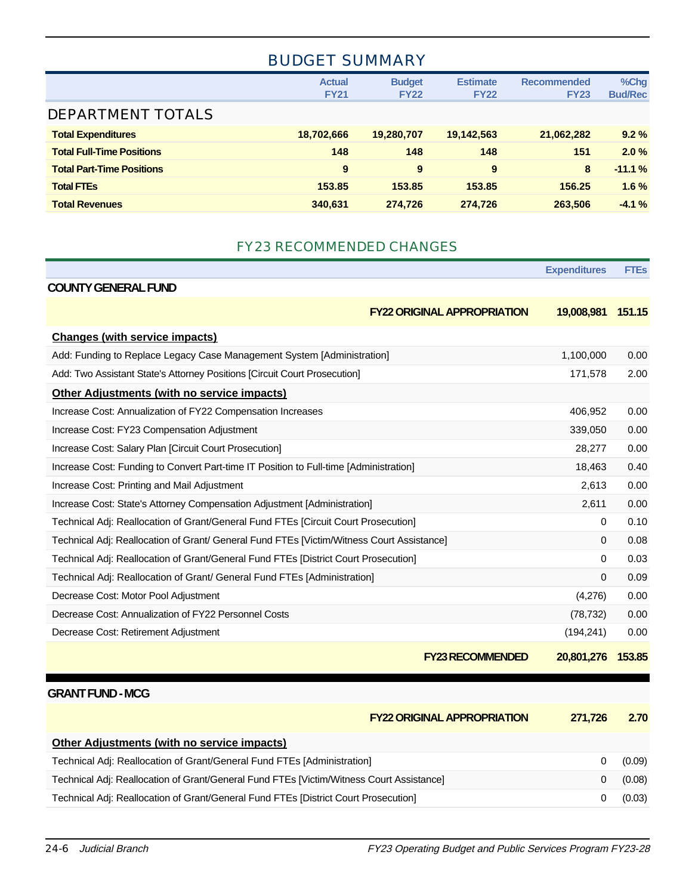## BUDGET SUMMARY

| | Actual FY21 | Budget FY22 | Estimate FY22 | Recommended FY23 | %Chg Bud/Rec |
|---|---|---|---|---|---|
| **DEPARTMENT TOTALS** | | | | | |
| **Total Expenditures** | **18,702,666** | **19,280,707** | **19,142,563** | **21,062,282** | **9.2 %** |
| **Total Full-Time Positions** | **148** | **148** | **148** | **151** | **2.0 %** |
| **Total Part-Time Positions** | **9** | **9** | **9** | **8** | **-11.1 %** |
| **Total FTEs** | **153.85** | **153.85** | **153.85** | **156.25** | **1.6 %** |
| **Total Revenues** | **340,631** | **274,726** | **274,726** | **263,506** | **-4.1 %** |

## FY23 RECOMMENDED CHANGES

| | Expenditures | FTEs |
|---|---|---|
| **COUNTY GENERAL FUND** | | |
| **FY22 ORIGINAL APPROPRIATION** | **19,008,981** | **151.15** |
| **Changes (with service impacts)** | | |
| Add: Funding to Replace Legacy Case Management System [Administration] | 1,100,000 | 0.00 |
| Add: Two Assistant State's Attorney Positions [Circuit Court Prosecution] | 171,578 | 2.00 |
| **Other Adjustments (with no service impacts)** | | |
| Increase Cost: Annualization of FY22 Compensation Increases | 406,952 | 0.00 |
| Increase Cost: FY23 Compensation Adjustment | 339,050 | 0.00 |
| Increase Cost: Salary Plan [Circuit Court Prosecution] | 28,277 | 0.00 |
| Increase Cost: Funding to Convert Part-time IT Position to Full-time [Administration] | 18,463 | 0.40 |
| Increase Cost: Printing and Mail Adjustment | 2,613 | 0.00 |
| Increase Cost: State's Attorney Compensation Adjustment [Administration] | 2,611 | 0.00 |
| Technical Adj: Reallocation of Grant/General Fund FTEs [Circuit Court Prosecution] | 0 | 0.10 |
| Technical Adj: Reallocation of Grant/ General Fund FTEs [Victim/Witness Court Assistance] | 0 | 0.08 |
| Technical Adj: Reallocation of Grant/General Fund FTEs [District Court Prosecution] | 0 | 0.03 |
| Technical Adj: Reallocation of Grant/ General Fund FTEs [Administration] | 0 | 0.09 |
| Decrease Cost: Motor Pool Adjustment | (4,276) | 0.00 |
| Decrease Cost: Annualization of FY22 Personnel Costs | (78,732) | 0.00 |
| Decrease Cost: Retirement Adjustment | (194,241) | 0.00 |
| **FY23 RECOMMENDED** | **20,801,276** | **153.85** |

| | Expenditures | FTEs |
|---|---|---|
| **GRANT FUND - MCG** | | |
| **FY22 ORIGINAL APPROPRIATION** | **271,726** | **2.70** |
| **Other Adjustments (with no service impacts)** | | |
| Technical Adj: Reallocation of Grant/General Fund FTEs [Administration] | 0 | (0.09) |
| Technical Adj: Reallocation of Grant/General Fund FTEs [Victim/Witness Court Assistance] | 0 | (0.08) |
| Technical Adj: Reallocation of Grant/General Fund FTEs [District Court Prosecution] | 0 | (0.03) |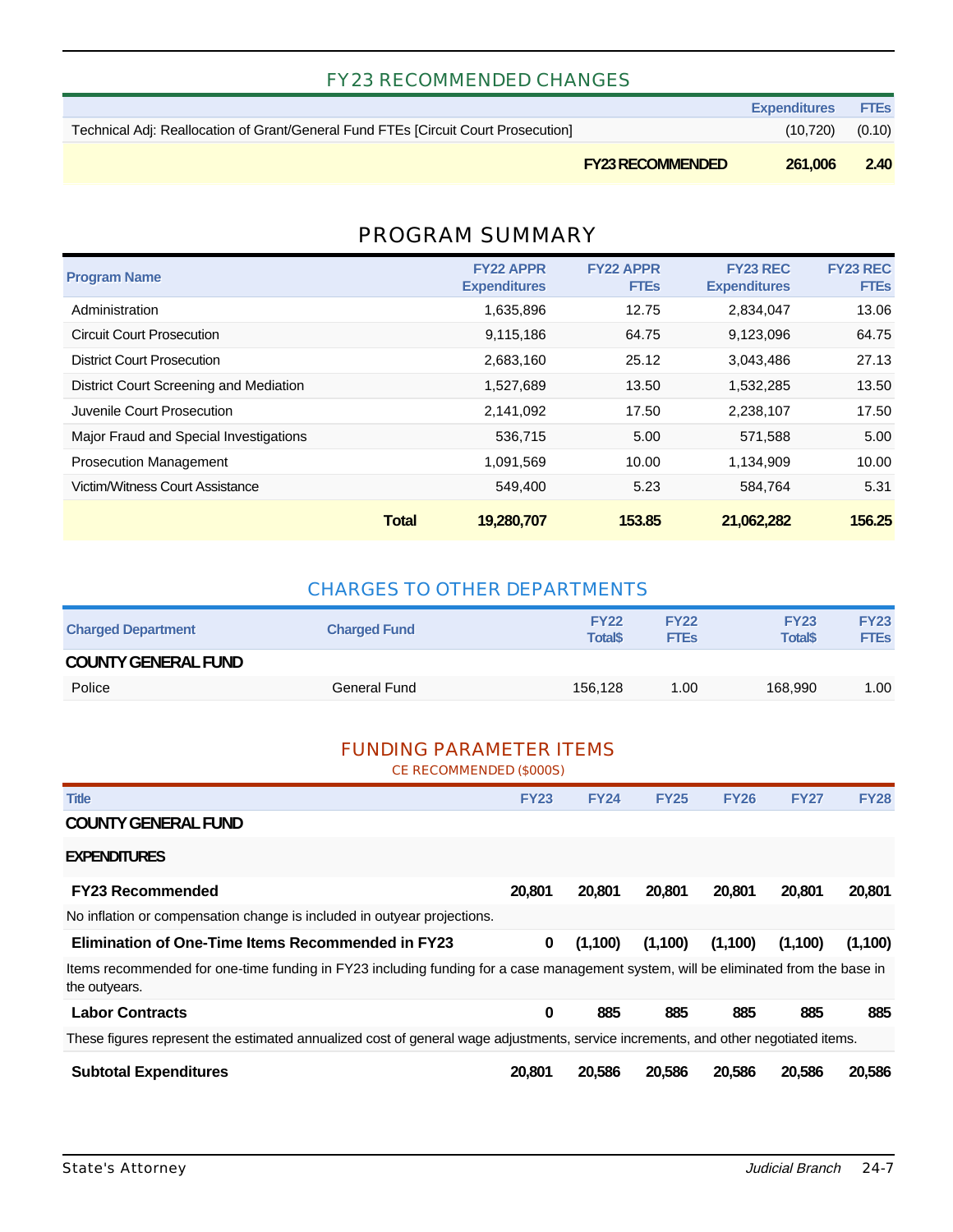## FY23 RECOMMENDED CHANGES

| | Expenditures | FTEs |
|---|---|---|
| Technical Adj: Reallocation of Grant/General Fund FTEs [Circuit Court Prosecution] | (10,720) | (0.10) |
| **FY23 RECOMMENDED** | **261,006** | **2.40** |

## PROGRAM SUMMARY

| Program Name | FY22 APPR Expenditures | FY22 APPR FTEs | FY23 REC Expenditures | FY23 REC FTEs |
|---|---|---|---|---|
| Administration | 1,635,896 | 12.75 | 2,834,047 | 13.06 |
| Circuit Court Prosecution | 9,115,186 | 64.75 | 9,123,096 | 64.75 |
| District Court Prosecution | 2,683,160 | 25.12 | 3,043,486 | 27.13 |
| District Court Screening and Mediation | 1,527,689 | 13.50 | 1,532,285 | 13.50 |
| Juvenile Court Prosecution | 2,141,092 | 17.50 | 2,238,107 | 17.50 |
| Major Fraud and Special Investigations | 536,715 | 5.00 | 571,588 | 5.00 |
| Prosecution Management | 1,091,569 | 10.00 | 1,134,909 | 10.00 |
| Victim/Witness Court Assistance | 549,400 | 5.23 | 584,764 | 5.31 |
| **Total** | **19,280,707** | **153.85** | **21,062,282** | **156.25** |

## CHARGES TO OTHER DEPARTMENTS

| Charged Department | Charged Fund | FY22 Total$ | FY22 FTEs | FY23 Total$ | FY23 FTEs |
|---|---|---|---|---|---|
| **COUNTY GENERAL FUND** | | | | | |
| Police | General Fund | 156,128 | 1.00 | 168,990 | 1.00 |

## FUNDING PARAMETER ITEMS

CE RECOMMENDED ($000S)

| Title | FY23 | FY24 | FY25 | FY26 | FY27 | FY28 |
|---|---|---|---|---|---|---|
| **COUNTY GENERAL FUND** | | | | | | |
| **EXPENDITURES** | | | | | | |
| **FY23 Recommended** | **20,801** | **20,801** | **20,801** | **20,801** | **20,801** | **20,801** |
| No inflation or compensation change is included in outyear projections. | | | | | | |
| **Elimination of One-Time Items Recommended in FY23** | **0** | **(1,100)** | **(1,100)** | **(1,100)** | **(1,100)** | **(1,100)** |
| Items recommended for one-time funding in FY23 including funding for a case management system, will be eliminated from the base in the outyears. | | | | | | |
| **Labor Contracts** | **0** | **885** | **885** | **885** | **885** | **885** |
| These figures represent the estimated annualized cost of general wage adjustments, service increments, and other negotiated items. | | | | | | |
| **Subtotal Expenditures** | **20,801** | **20,586** | **20,586** | **20,586** | **20,586** | **20,586** |